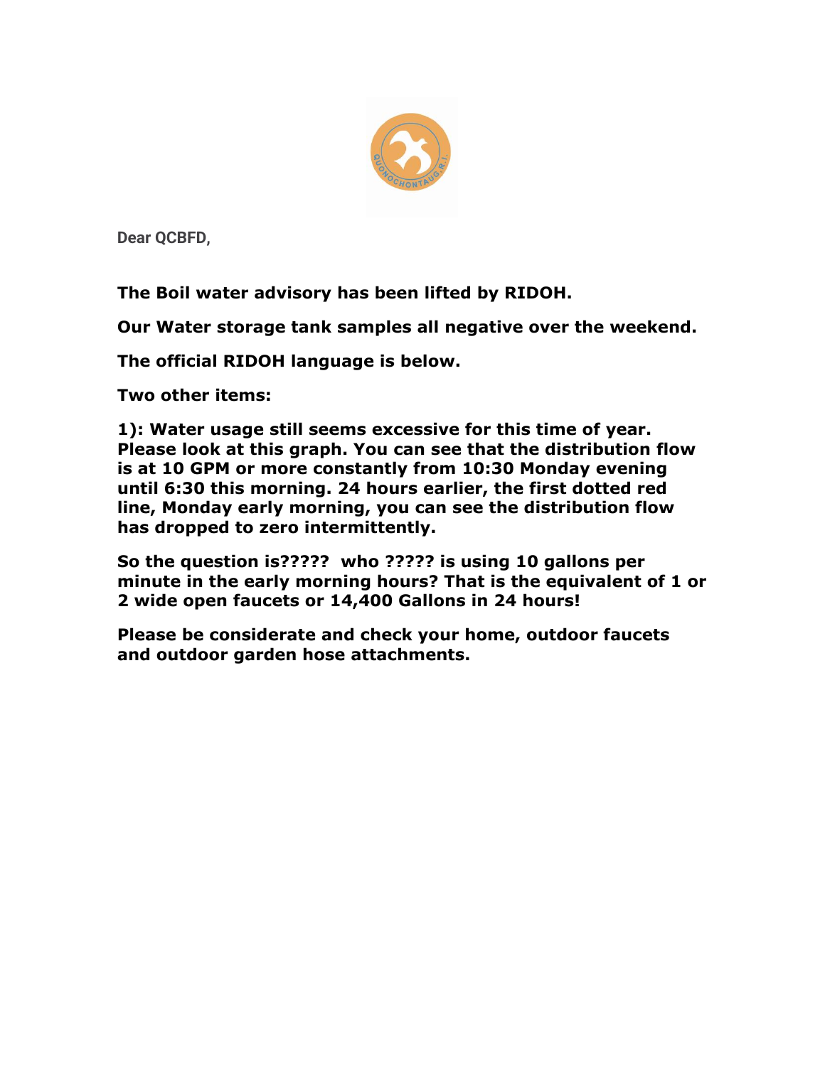Dear QCBFD,

**The Boil water advisory has been lifted by RIDOH.**

**Our Water storage tank samples all negative over the weekend.**

**The official RIDOH language is below.**

**Two other items:**

**1): Water usage still seems excessive for this time of year. Please look at this graph. You can see that the distribution flow is at 10 GPM or more constantly from 10:30 Monday evening until 6:30 this morning. 24 hours earlier, the first dotted red line, Monday early morning, you can see the distribution flow has dropped to zero intermittently.**

**So the question is????? who ????? is using 10 gallons per minute in the early morning hours? That is the equivalent of 1 or 2 wide open faucets or 14,400 Gallons in 24 hours!**

**Please be considerate and check your home, outdoor faucets and outdoor garden hose attachments.**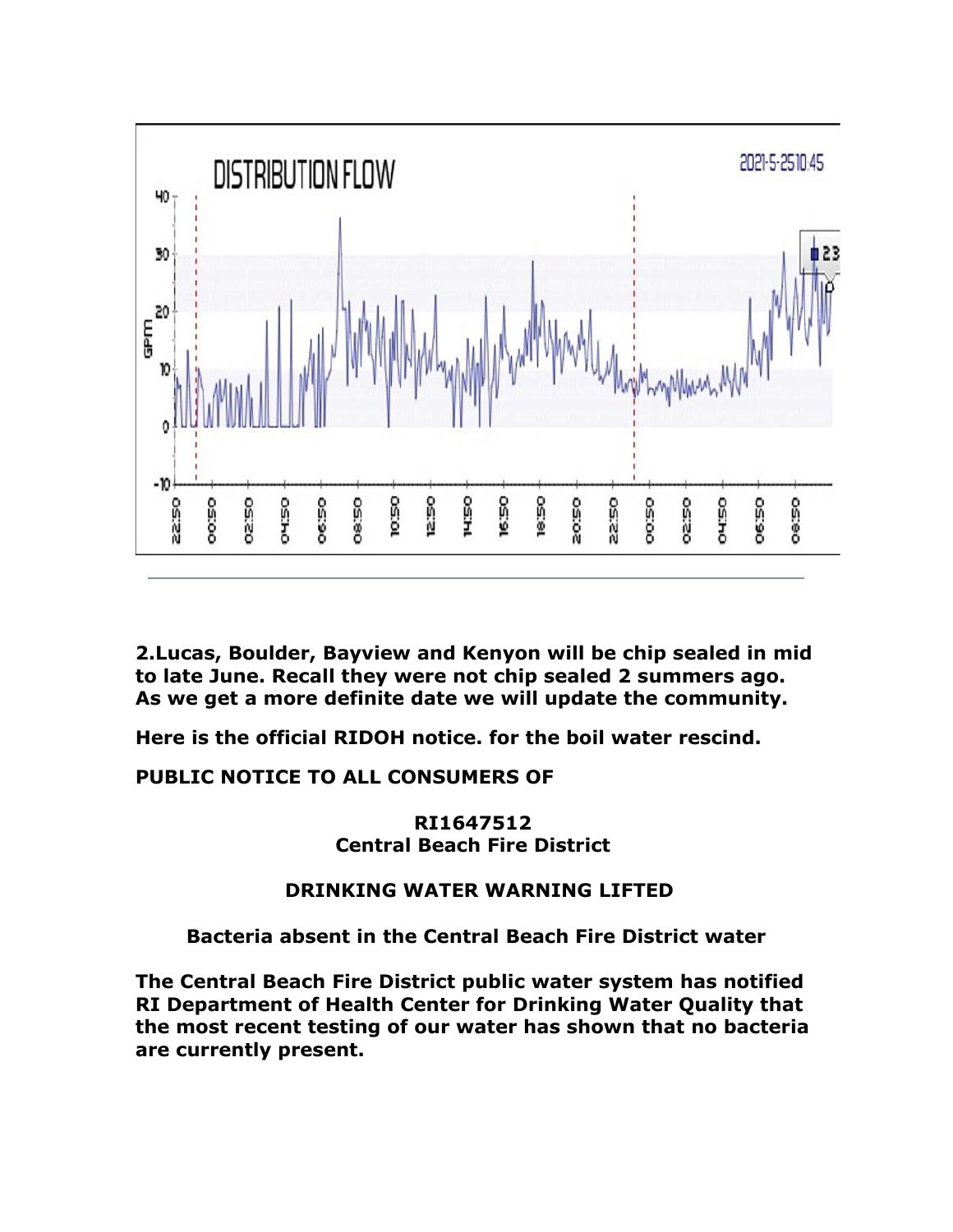2.Lucas, Boulder, Bayview and Kenyon will be chip sealed in mid to late June. Recall they were not chip sealed 2 summers ago. As we get a more definite date we will update the community.

Here is the official RIDOH notice. for the boil water rescind.

**PUBLIC NOTICE TO ALL CONSUMERS OF**

**RI1647512**
**Central Beach Fire District**

**DRINKING WATER WARNING LIFTED**

**Bacteria absent in the Central Beach Fire District water**

**The Central Beach Fire District public water system has notified RI Department of Health Center for Drinking Water Quality that the most recent testing of our water has shown that no bacteria are currently present.**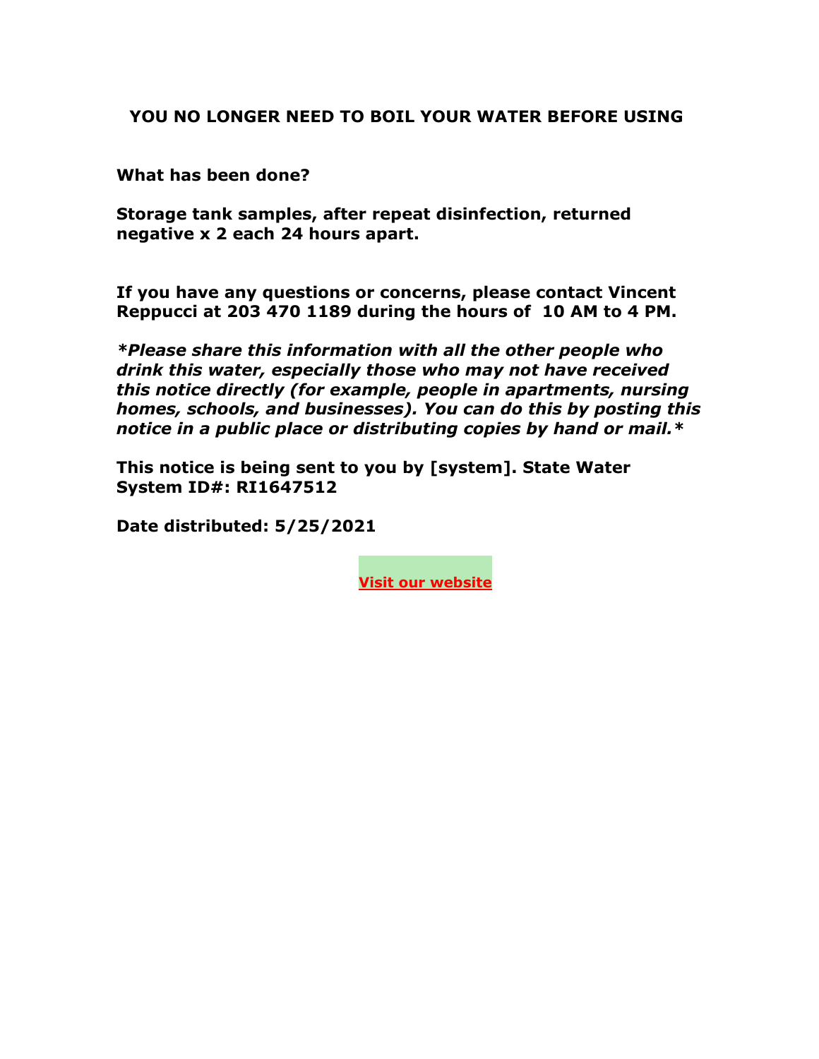## YOU NO LONGER NEED TO BOIL YOUR WATER BEFORE USING

**What has been done?**

**Storage tank samples, after repeat disinfection, returned negative x 2 each 24 hours apart.**

**If you have any questions or concerns, please contact Vincent Reppucci at 203 470 1189 during the hours of 10 AM to 4 PM.**

***\*Please share this information with all the other people who drink this water, especially those who may not have received this notice directly (for example, people in apartments, nursing homes, schools, and businesses). You can do this by posting this notice in a public place or distributing copies by hand or mail.\****

**This notice is being sent to you by [system]. State Water System ID#: RI1647512**

**Date distributed: 5/25/2021**

**Visit our website**